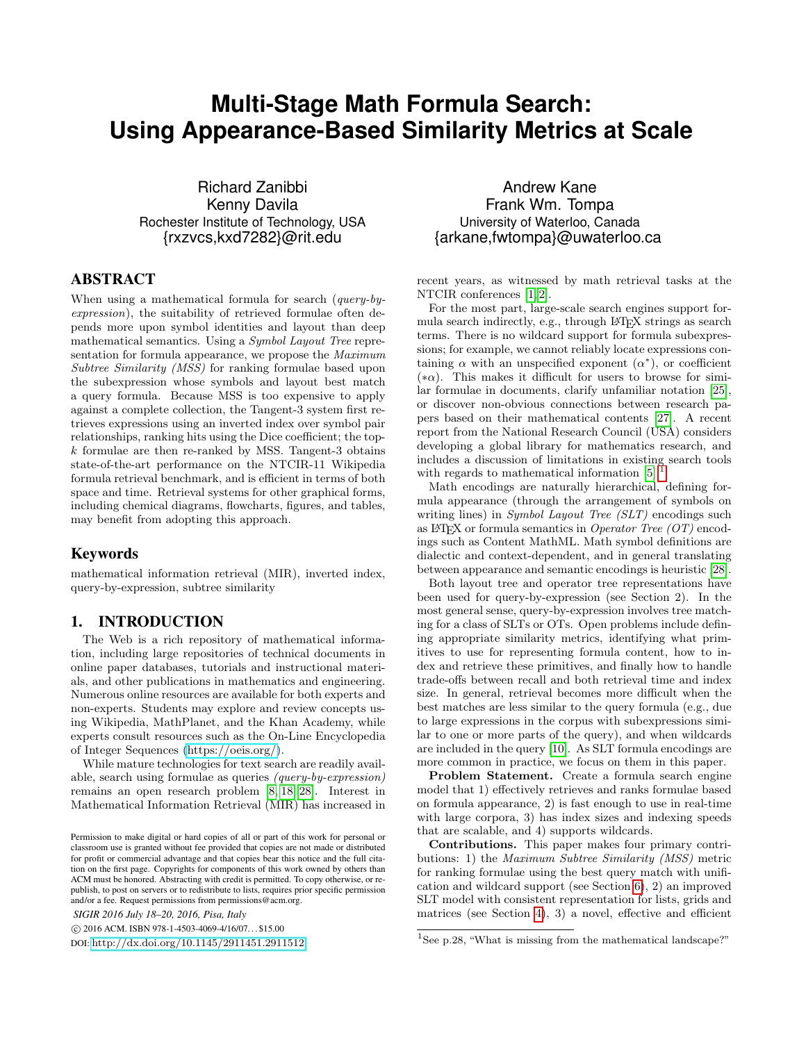# Multi-Stage Math Formula Search: Using Appearance-Based Similarity Metrics at Scale

Richard Zanibbi
Kenny Davila
Rochester Institute of Technology, USA
{rxzvcs,kxd7282}@rit.edu

Andrew Kane
Frank Wm. Tompa
University of Waterloo, Canada
{arkane,fwtompa}@uwaterloo.ca

## ABSTRACT

When using a mathematical formula for search (*query-by-expression*), the suitability of retrieved formulae often depends more upon symbol identities and layout than deep mathematical semantics. Using a *Symbol Layout Tree* representation for formula appearance, we propose the *Maximum Subtree Similarity (MSS)* for ranking formulae based upon the subexpression whose symbols and layout best match a query formula. Because MSS is too expensive to apply against a complete collection, the Tangent-3 system first retrieves expressions using an inverted index over symbol pair relationships, ranking hits using the Dice coefficient; the top-$k$ formulae are then re-ranked by MSS. Tangent-3 obtains state-of-the-art performance on the NTCIR-11 Wikipedia formula retrieval benchmark, and is efficient in terms of both space and time. Retrieval systems for other graphical forms, including chemical diagrams, flowcharts, figures, and tables, may benefit from adopting this approach.

### Keywords

mathematical information retrieval (MIR), inverted index, query-by-expression, subtree similarity

## 1. INTRODUCTION

The Web is a rich repository of mathematical information, including large repositories of technical documents in online paper databases, tutorials and instructional materials, and other publications in mathematics and engineering. Numerous online resources are available for both experts and non-experts. Students may explore and review concepts using Wikipedia, MathPlanet, and the Khan Academy, while experts consult resources such as the On-Line Encyclopedia of Integer Sequences (https://oeis.org/).

While mature technologies for text search are readily available, search using formulae as queries *(query-by-expression)* remains an open research problem [8, 18, 28]. Interest in Mathematical Information Retrieval (MIR) has increased in recent years, as witnessed by math retrieval tasks at the NTCIR conferences [1, 2].

For the most part, large-scale search engines support formula search indirectly, e.g., through LaTeX strings as search terms. There is no wildcard support for formula subexpressions; for example, we cannot reliably locate expressions containing $\alpha$ with an unspecified exponent ($\alpha^*$), or coefficient ($*\alpha$). This makes it difficult for users to browse for similar formulae in documents, clarify unfamiliar notation [25], or discover non-obvious connections between research papers based on their mathematical contents [27]. A recent report from the National Research Council (USA) considers developing a global library for mathematics research, and includes a discussion of limitations in existing search tools with regards to mathematical information [5].[1]

Math encodings are naturally hierarchical, defining formula appearance (through the arrangement of symbols on writing lines) in *Symbol Layout Tree (SLT)* encodings such as LaTeX or formula semantics in *Operator Tree (OT)* encodings such as Content MathML. Math symbol definitions are dialectic and context-dependent, and in general translating between appearance and semantic encodings is heuristic [28].

Both layout tree and operator tree representations have been used for query-by-expression (see Section 2). In the most general sense, query-by-expression involves tree matching for a class of SLTs or OTs. Open problems include defining appropriate similarity metrics, identifying what primitives to use for representing formula content, how to index and retrieve these primitives, and finally how to handle trade-offs between recall and both retrieval time and index size. In general, retrieval becomes more difficult when the best matches are less similar to the query formula (e.g., due to large expressions in the corpus with subexpressions similar to one or more parts of the query), and when wildcards are included in the query [10]. As SLT formula encodings are more common in practice, we focus on them in this paper.

**Problem Statement.** Create a formula search engine model that 1) effectively retrieves and ranks formulae based on formula appearance, 2) is fast enough to use in real-time with large corpora, 3) has index sizes and indexing speeds that are scalable, and 4) supports wildcards.

**Contributions.** This paper makes four primary contributions: 1) the *Maximum Subtree Similarity (MSS)* metric for ranking formulae using the best query match with unification and wildcard support (see Section 6), 2) an improved SLT model with consistent representation for lists, grids and matrices (see Section 4), 3) a novel, effective and efficient

[1] See p.28, "What is missing from the mathematical landscape?"

Permission to make digital or hard copies of all or part of this work for personal or classroom use is granted without fee provided that copies are not made or distributed for profit or commercial advantage and that copies bear this notice and the full citation on the first page. Copyrights for components of this work owned by others than ACM must be honored. Abstracting with credit is permitted. To copy otherwise, or republish, to post on servers or to redistribute to lists, requires prior specific permission and/or a fee. Request permissions from permissions@acm.org.

*SIGIR 2016 July 18–20, 2016, Pisa, Italy*
© 2016 ACM. ISBN 978-1-4503-4069-4/16/07...$15.00
DOI: http://dx.doi.org/10.1145/2911451.2911512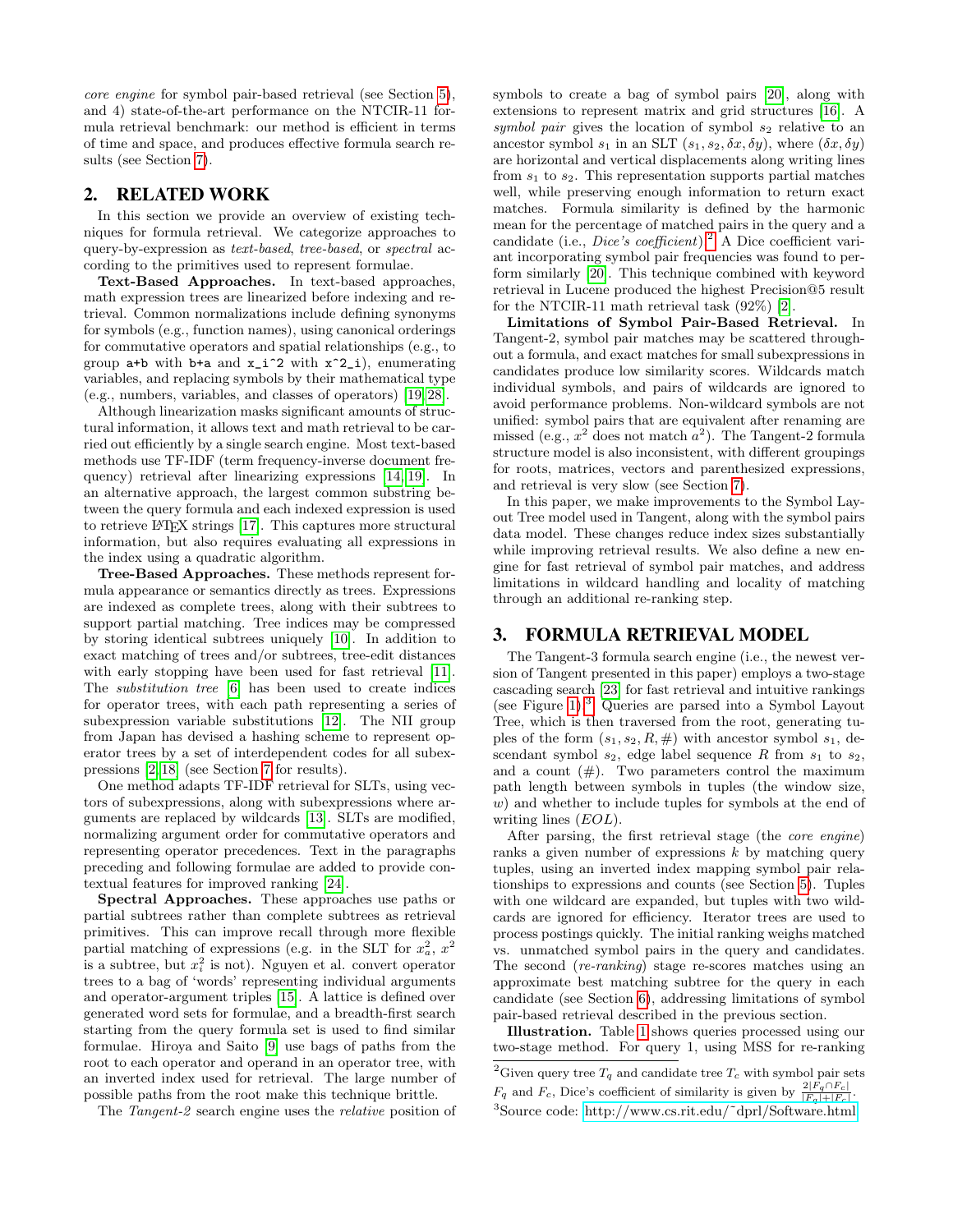*core engine* for symbol pair-based retrieval (see Section 5), and 4) state-of-the-art performance on the NTCIR-11 formula retrieval benchmark: our method is efficient in terms of time and space, and produces effective formula search results (see Section 7).

## 2. RELATED WORK

In this section we provide an overview of existing techniques for formula retrieval. We categorize approaches to query-by-expression as *text-based*, *tree-based*, or *spectral* according to the primitives used to represent formulae.

**Text-Based Approaches.** In text-based approaches, math expression trees are linearized before indexing and retrieval. Common normalizations include defining synonyms for symbols (e.g., function names), using canonical orderings for commutative operators and spatial relationships (e.g., to group `a+b` with `b+a` and `x_i^2` with `x^2_i`), enumerating variables, and replacing symbols by their mathematical type (e.g., numbers, variables, and classes of operators) [19, 28].

Although linearization masks significant amounts of structural information, it allows text and math retrieval to be carried out efficiently by a single search engine. Most text-based methods use TF-IDF (term frequency-inverse document frequency) retrieval after linearizing expressions [14, 19]. In an alternative approach, the largest common substring between the query formula and each indexed expression is used to retrieve LaTeX strings [17]. This captures more structural information, but also requires evaluating all expressions in the index using a quadratic algorithm.

**Tree-Based Approaches.** These methods represent formula appearance or semantics directly as trees. Expressions are indexed as complete trees, along with their subtrees to support partial matching. Tree indices may be compressed by storing identical subtrees uniquely [10]. In addition to exact matching of trees and/or subtrees, tree-edit distances with early stopping have been used for fast retrieval [11]. The *substitution tree* [6] has been used to create indices for operator trees, with each path representing a series of subexpression variable substitutions [12]. The NII group from Japan has devised a hashing scheme to represent operator trees by a set of interdependent codes for all subexpressions [2, 18] (see Section 7 for results).

One method adapts TF-IDF retrieval for SLTs, using vectors of subexpressions, along with subexpressions where arguments are replaced by wildcards [13]. SLTs are modified, normalizing argument order for commutative operators and representing operator precedences. Text in the paragraphs preceding and following formulae are added to provide contextual features for improved ranking [24].

**Spectral Approaches.** These approaches use paths or partial subtrees rather than complete subtrees as retrieval primitives. This can improve recall through more flexible partial matching of expressions (e.g. in the SLT for $x_a^2$, $x^2$ is a subtree, but $x_i^2$ is not). Nguyen et al. convert operator trees to a bag of 'words' representing individual arguments and operator-argument triples [15]. A lattice is defined over generated word sets for formulae, and a breadth-first search starting from the query formula set is used to find similar formulae. Hiroya and Saito [9] use bags of paths from the root to each operator and operand in an operator tree, with an inverted index used for retrieval. The large number of possible paths from the root make this technique brittle.

The *Tangent-2* search engine uses the *relative* position of symbols to create a bag of symbol pairs [20], along with extensions to represent matrix and grid structures [16]. A *symbol pair* gives the location of symbol $s_2$ relative to an ancestor symbol $s_1$ in an SLT $(s_1, s_2, \delta x, \delta y)$, where $(\delta x, \delta y)$ are horizontal and vertical displacements along writing lines from $s_1$ to $s_2$. This representation supports partial matches well, while preserving enough information to return exact matches. Formula similarity is defined by the harmonic mean for the percentage of matched pairs in the query and a candidate (i.e., *Dice's coefficient*).[2] A Dice coefficient variant incorporating symbol pair frequencies was found to perform similarly [20]. This technique combined with keyword retrieval in Lucene produced the highest Precision@5 result for the NTCIR-11 math retrieval task (92%) [2].

**Limitations of Symbol Pair-Based Retrieval.** In Tangent-2, symbol pair matches may be scattered throughout a formula, and exact matches for small subexpressions in candidates produce low similarity scores. Wildcards match individual symbols, and pairs of wildcards are ignored to avoid performance problems. Non-wildcard symbols are not unified: symbol pairs that are equivalent after renaming are missed (e.g., $x^2$ does not match $a^2$). The Tangent-2 formula structure model is also inconsistent, with different groupings for roots, matrices, vectors and parenthesized expressions, and retrieval is very slow (see Section 7).

In this paper, we make improvements to the Symbol Layout Tree model used in Tangent, along with the symbol pairs data model. These changes reduce index sizes substantially while improving retrieval results. We also define a new engine for fast retrieval of symbol pair matches, and address limitations in wildcard handling and locality of matching through an additional re-ranking step.

## 3. FORMULA RETRIEVAL MODEL

The Tangent-3 formula search engine (i.e., the newest version of Tangent presented in this paper) employs a two-stage cascading search [23] for fast retrieval and intuitive rankings (see Figure 1).[3] Queries are parsed into a Symbol Layout Tree, which is then traversed from the root, generating tuples of the form $(s_1, s_2, R, \#)$ with ancestor symbol $s_1$, descendant symbol $s_2$, edge label sequence $R$ from $s_1$ to $s_2$, and a count ($\#$). Two parameters control the maximum path length between symbols in tuples (the window size, $w$) and whether to include tuples for symbols at the end of writing lines ($EOL$).

After parsing, the first retrieval stage (the *core engine*) ranks a given number of expressions $k$ by matching query tuples, using an inverted index mapping symbol pair relationships to expressions and counts (see Section 5). Tuples with one wildcard are expanded, but tuples with two wildcards are ignored for efficiency. Iterator trees are used to process postings quickly. The initial ranking weighs matched vs. unmatched symbol pairs in the query and candidates. The second (*re-ranking*) stage re-scores matches using an approximate best matching subtree for the query in each candidate (see Section 6), addressing limitations of symbol pair-based retrieval described in the previous section.

**Illustration.** Table 1 shows queries processed using our two-stage method. For query 1, using MSS for re-ranking

[2] Given query tree $T_q$ and candidate tree $T_c$ with symbol pair sets $F_q$ and $F_c$, Dice's coefficient of similarity is given by $\frac{2|F_q \cap F_c|}{|F_q|+|F_c|}$.

[3] Source code: http://www.cs.rit.edu/~dprl/Software.html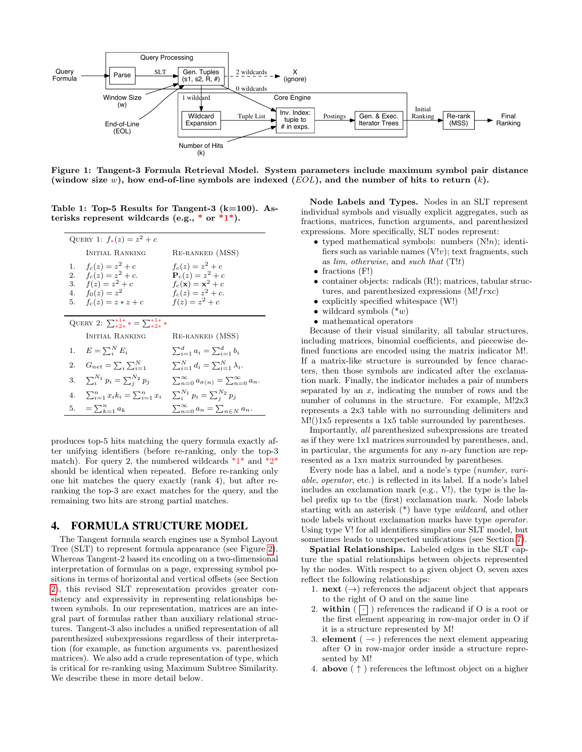Figure 1: Tangent-3 Formula Retrieval Model. System parameters include maximum symbol pair distance (window size $w$), how end-of-line symbols are indexed ($EOL$), and the number of hits to return ($k$).

Table 1: Top-5 Results for Tangent-3 (k=100). Asterisks represent wildcards (e.g., * or *1*).

**QUERY 1:** $f_{*}(z) = z^2 + c$

| | INITIAL RANKING | RE-RANKED (MSS) |
|---|---|---|
| 1. | $f_c(z) = z^2 + c$ | $f_c(z) = z^2 + c$ |
| 2. | $f_c(z) = z^2 + c.$ | $\mathbf{P}_c(z) = z^2 + c$ |
| 3. | $f(z) = z^2 + c$ | $f_c(\mathbf{x}) = \mathbf{x}^2 + c$ |
| 4. | $f_0(z) = z^2$ | $f_c(z) = z^2 + c.$ |
| 5. | $f_c(z) = z * z + c$ | $f(z) = z^2 + c$ |

**QUERY 2:** $\sum_{*2*}^{*1*} * = \sum_{*2*}^{*1*} *$

| | INITIAL RANKING | RE-RANKED (MSS) |
|---|---|---|
| 1. | $E = \sum_i^N E_i$ | $\sum_{i=1}^{d} a_i = \sum_{i=1}^{d} b_i$ |
| 2. | $G_{net} = \sum_i \sum_{i=1}^{N}$ | $\sum_{i=1}^{N} d_i = \sum_{i=1}^{N} \lambda_i.$ |
| 3. | $\sum_i^{N_1} p_i = \sum_j^{N_2} p_j$ | $\sum_{n=0}^{\infty} a_{\sigma(n)} = \sum_{n=0}^{\infty} a_n.$ |
| 4. | $\sum_{i=1}^{n} x_i k_i = \sum_{i=1}^{n} x_i$ | $\sum_i^{N_1} p_i = \sum_j^{N_2} p_j$ |
| 5. | $= \sum_{k=1}^{n} a_k$ | $\sum_{n=0}^{\infty} a_n = \sum_{n \in N} a_n.$ |

produces top-5 hits matching the query formula exactly after unifying identifiers (before re-ranking, only the top-3 match). For query 2, the numbered wildcards *1* and *2* should be identical when repeated. Before re-ranking only one hit matches the query exactly (rank 4), but after re-ranking the top-3 are exact matches for the query, and the remaining two hits are strong partial matches.

## 4. FORMULA STRUCTURE MODEL

The Tangent formula search engines use a Symbol Layout Tree (SLT) to represent formula appearance (see Figure 2). Whereas Tangent-2 based its encoding on a two-dimensional interpretation of formulas on a page, expressing symbol positions in terms of horizontal and vertical offsets (see Section 2), this revised SLT representation provides greater consistency and expressivity in representing relationships between symbols. In our representation, matrices are an integral part of formulas rather than auxiliary relational structures. Tangent-3 also includes a unified representation of all parenthesized subexpressions regardless of their interpretation (for example, as function arguments vs. parenthesized matrices). We also add a crude representation of type, which is critical for re-ranking using Maximum Subtree Similarity. We describe these in more detail below.

**Node Labels and Types.** Nodes in an SLT represent individual symbols and visually explicit aggregates, such as fractions, matrices, function arguments, and parenthesized expressions. More specifically, SLT nodes represent:

- typed mathematical symbols: numbers (N!$n$); identifiers such as variable names (V!$v$); text fragments, such as *lim*, *otherwise*, and *such that* (T!$t$)
- fractions (F!)
- container objects: radicals (R!); matrices, tabular structures, and parenthesized expressions (M!$frxc$)
- explicitly specified whitespace (W!)
- wildcard symbols (*$w$)
- mathematical operators

Because of their visual similarity, all tabular structures, including matrices, binomial coefficients, and piecewise defined functions are encoded using the matrix indicator M!. If a matrix-like structure is surrounded by fence characters, then those symbols are indicated after the exclamation mark. Finally, the indicator includes a pair of numbers separated by an $x$, indicating the number of rows and the number of columns in the structure. For example, M!2x3 represents a 2x3 table with no surrounding delimiters and M!()1x5 represents a 1x5 table surrounded by parentheses.

Importantly, *all* parenthesized subexpressions are treated as if they were 1x1 matrices surrounded by parentheses, and, in particular, the arguments for any $n$-ary function are represented as a 1x$n$ matrix surrounded by parentheses.

Every node has a label, and a node's type (*number*, *variable*, *operator*, etc.) is reflected in its label. If a node's label includes an exclamation mark (e.g., V!), the type is the label prefix up to the (first) exclamation mark. Node labels starting with an asterisk (*) have type *wildcard*, and other node labels without exclamation marks have type *operator*. Using type V! for all identifiers simplies our SLT model, but sometimes leads to unexpected unifications (see Section 7).

**Spatial Relationships.** Labeled edges in the SLT capture the spatial relationships between objects represented by the nodes. With respect to a given object O, seven axes reflect the following relationships:

1. **next** ($\rightarrow$) references the adjacent object that appears to the right of O and on the same line
2. **within** ( $\boxed{\cdot}$ ) references the radicand if O is a root or the first element appearing in row-major order in O if it is a structure represented by M!
3. **element** ( $\multimap$ ) references the next element appearing after O in row-major order inside a structure represented by M!
4. **above** ( $\uparrow$ ) references the leftmost object on a higher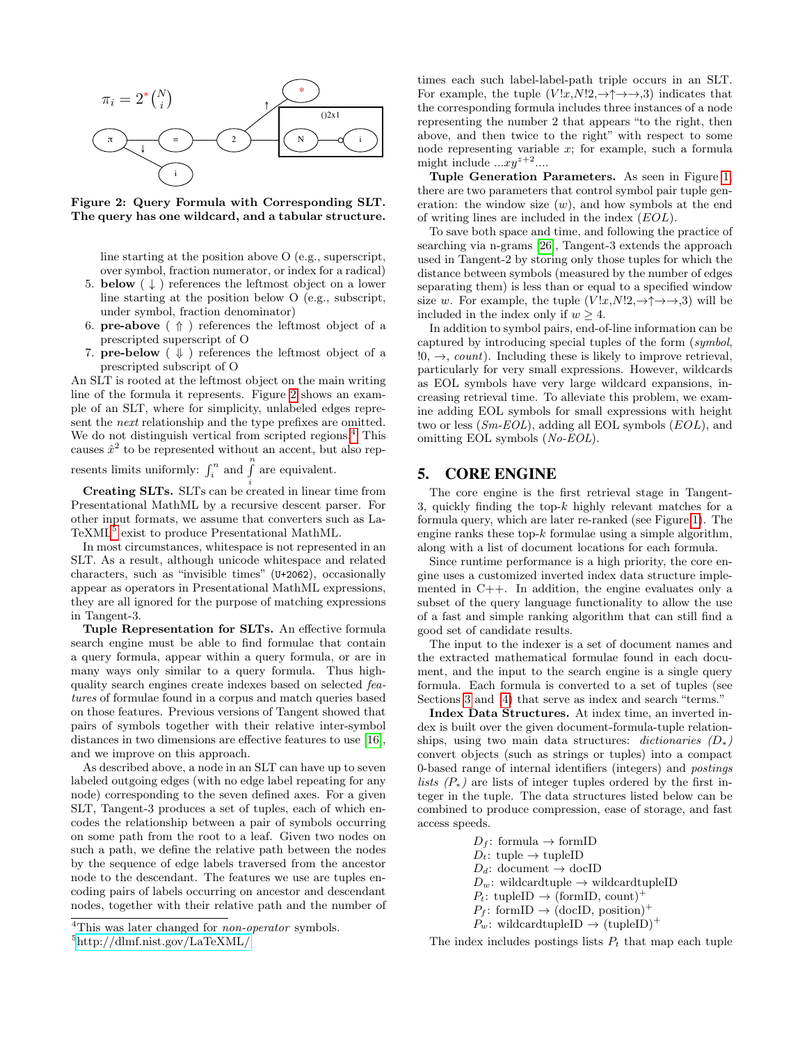Figure 2: Query Formula with Corresponding SLT. The query has one wildcard, and a tabular structure.

line starting at the position above O (e.g., superscript, over symbol, fraction numerator, or index for a radical)

5. **below** ( $\downarrow$ ) references the leftmost object on a lower line starting at the position below O (e.g., subscript, under symbol, fraction denominator)
6. **pre-above** ( $\Uparrow$ ) references the leftmost object of a prescripted superscript of O
7. **pre-below** ( $\Downarrow$ ) references the leftmost object of a prescripted subscript of O

An SLT is rooted at the leftmost object on the main writing line of the formula it represents. Figure 2 shows an example of an SLT, where for simplicity, unlabeled edges represent the *next* relationship and the type prefixes are omitted. We do not distinguish vertical from scripted regions.[4] This causes $\hat{x}^2$ to be represented without an accent, but also represents limits uniformly: $\int_i^n$ and $\int\limits_i^n$ are equivalent.

**Creating SLTs.** SLTs can be created in linear time from Presentational MathML by a recursive descent parser. For other input formats, we assume that converters such as LaTeXML[5] exist to produce Presentational MathML.

In most circumstances, whitespace is not represented in an SLT. As a result, although unicode whitespace and related characters, such as "invisible times" (`U+2062`), occasionally appear as operators in Presentational MathML expressions, they are all ignored for the purpose of matching expressions in Tangent-3.

**Tuple Representation for SLTs.** An effective formula search engine must be able to find formulae that contain a query formula, appear within a query formula, or are in many ways only similar to a query formula. Thus high-quality search engines create indexes based on selected *features* of formulae found in a corpus and match queries based on those features. Previous versions of Tangent showed that pairs of symbols together with their relative inter-symbol distances in two dimensions are effective features to use [16], and we improve on this approach.

As described above, a node in an SLT can have up to seven labeled outgoing edges (with no edge label repeating for any node) corresponding to the seven defined axes. For a given SLT, Tangent-3 produces a set of tuples, each of which encodes the relationship between a pair of symbols occurring on some path from the root to a leaf. Given two nodes on such a path, we define the relative path between the nodes by the sequence of edge labels traversed from the ancestor node to the descendant. The features we use are tuples encoding pairs of labels occurring on ancestor and descendant nodes, together with their relative path and the number of times each such label-label-path triple occurs in an SLT. For example, the tuple ($V!x$,$N!2$,$\rightarrow\uparrow\rightarrow\rightarrow$,3) indicates that the corresponding formula includes three instances of a node representing the number 2 that appears "to the right, then above, and then twice to the right" with respect to some node representing variable $x$; for example, such a formula might include $\ldots xy^{z+2}\ldots$.

**Tuple Generation Parameters.** As seen in Figure 1, there are two parameters that control symbol pair tuple generation: the window size ($w$), and how symbols at the end of writing lines are included in the index ($EOL$).

To save both space and time, and following the practice of searching via n-grams [26], Tangent-3 extends the approach used in Tangent-2 by storing only those tuples for which the distance between symbols (measured by the number of edges separating them) is less than or equal to a specified window size $w$. For example, the tuple ($V!x$,$N!2$,$\rightarrow\uparrow\rightarrow\rightarrow$,3) will be included in the index only if $w \geq 4$.

In addition to symbol pairs, end-of-line information can be captured by introducing special tuples of the form (*symbol*, !0, $\rightarrow$, *count*). Including these is likely to improve retrieval, particularly for very small expressions. However, wildcards as EOL symbols have very large wildcard expansions, increasing retrieval time. To alleviate this problem, we examine adding EOL symbols for small expressions with height two or less (*Sm-EOL*), adding all EOL symbols (*EOL*), and omitting EOL symbols (*No-EOL*).

## 5. CORE ENGINE

The core engine is the first retrieval stage in Tangent-3, quickly finding the top-$k$ highly relevant matches for a formula query, which are later re-ranked (see Figure 1). The engine ranks these top-$k$ formulae using a simple algorithm, along with a list of document locations for each formula.

Since runtime performance is a high priority, the core engine uses a customized inverted index data structure implemented in C++. In addition, the engine evaluates only a subset of the query language functionality to allow the use of a fast and simple ranking algorithm that can still find a good set of candidate results.

The input to the indexer is a set of document names and the extracted mathematical formulae found in each document, and the input to the search engine is a single query formula. Each formula is converted to a set of tuples (see Sections 3 and 4) that serve as index and search "terms."

**Index Data Structures.** At index time, an inverted index is built over the given document-formula-tuple relationships, using two main data structures: *dictionaries* $(D_*)$ convert objects (such as strings or tuples) into a compact 0-based range of internal identifiers (integers) and *postings lists* $(P_*)$ are lists of integer tuples ordered by the first integer in the tuple. The data structures listed below can be combined to produce compression, ease of storage, and fast access speeds.

$D_f$: formula $\rightarrow$ formID
$D_t$: tuple $\rightarrow$ tupleID
$D_d$: document $\rightarrow$ docID
$D_w$: wildcardtuple $\rightarrow$ wildcardtupleID
$P_t$: tupleID $\rightarrow$ (formID, count)$^+$
$P_f$: formID $\rightarrow$ (docID, position)$^+$
$P_w$: wildcardtupleID $\rightarrow$ (tupleID)$^+$

The index includes postings lists $P_t$ that map each tuple

[4] This was later changed for *non-operator* symbols.

[5] http://dlmf.nist.gov/LaTeXML/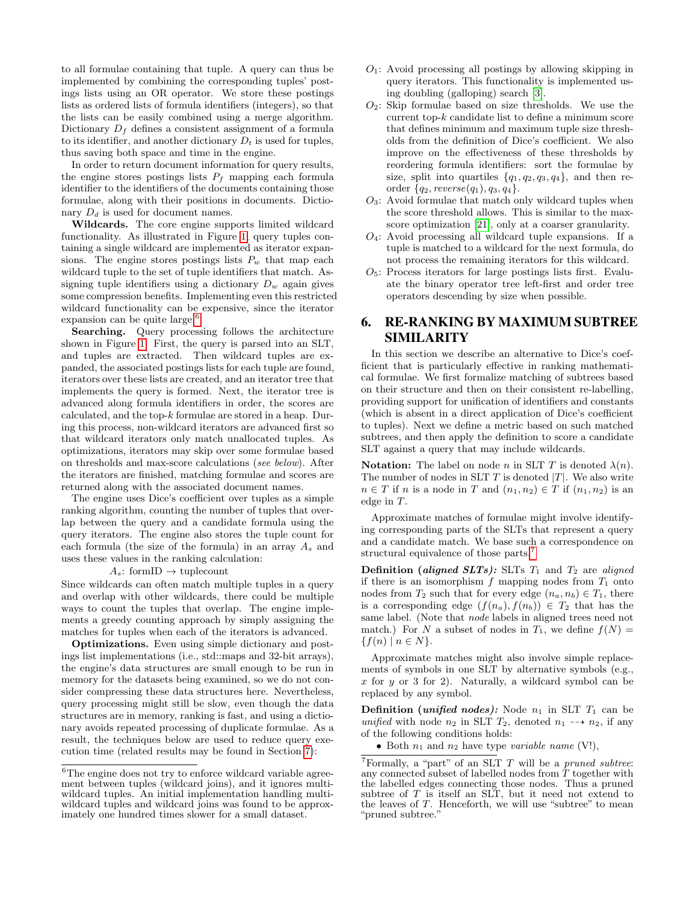to all formulae containing that tuple. A query can thus be implemented by combining the corresponding tuples' postings lists using an OR operator. We store these postings lists as ordered lists of formula identifiers (integers), so that the lists can be easily combined using a merge algorithm. Dictionary $D_f$ defines a consistent assignment of a formula to its identifier, and another dictionary $D_t$ is used for tuples, thus saving both space and time in the engine.

In order to return document information for query results, the engine stores postings lists $P_f$ mapping each formula identifier to the identifiers of the documents containing those formulae, along with their positions in documents. Dictionary $D_d$ is used for document names.

**Wildcards.** The core engine supports limited wildcard functionality. As illustrated in Figure 1, query tuples containing a single wildcard are implemented as iterator expansions. The engine stores postings lists $P_w$ that map each wildcard tuple to the set of tuple identifiers that match. Assigning tuple identifiers using a dictionary $D_w$ again gives some compression benefits. Implementing even this restricted wildcard functionality can be expensive, since the iterator expansion can be quite large.[6]

**Searching.** Query processing follows the architecture shown in Figure 1. First, the query is parsed into an SLT, and tuples are extracted. Then wildcard tuples are expanded, the associated postings lists for each tuple are found, iterators over these lists are created, and an iterator tree that implements the query is formed. Next, the iterator tree is advanced along formula identifiers in order, the scores are calculated, and the top-$k$ formulae are stored in a heap. During this process, non-wildcard iterators are advanced first so that wildcard iterators only match unallocated tuples. As optimizations, iterators may skip over some formulae based on thresholds and max-score calculations (*see below*). After the iterators are finished, matching formulae and scores are returned along with the associated document names.

The engine uses Dice's coefficient over tuples as a simple ranking algorithm, counting the number of tuples that overlap between the query and a candidate formula using the query iterators. The engine also stores the tuple count for each formula (the size of the formula) in an array $A_s$ and uses these values in the ranking calculation:

$$A_s\text{: formID} \rightarrow \text{tuplecount}$$

Since wildcards can often match multiple tuples in a query and overlap with other wildcards, there could be multiple ways to count the tuples that overlap. The engine implements a greedy counting approach by simply assigning the matches for tuples when each of the iterators is advanced.

**Optimizations.** Even using simple dictionary and postings list implementations (i.e., std::maps and 32-bit arrays), the engine's data structures are small enough to be run in memory for the datasets being examined, so we do not consider compressing these data structures here. Nevertheless, query processing might still be slow, even though the data structures are in memory, ranking is fast, and using a dictionary avoids repeated processing of duplicate formulae. As a result, the techniques below are used to reduce query execution time (related results may be found in Section 7):

- $O_1$: Avoid processing all postings by allowing skipping in query iterators. This functionality is implemented using doubling (galloping) search [3].
- $O_2$: Skip formulae based on size thresholds. We use the current top-$k$ candidate list to define a minimum score that defines minimum and maximum tuple size thresholds from the definition of Dice's coefficient. We also improve on the effectiveness of these thresholds by reordering formula identifiers: sort the formulae by size, split into quartiles $\{q_1, q_2, q_3, q_4\}$, and then reorder $\{q_2, reverse(q_1), q_3, q_4\}$.
- $O_3$: Avoid formulae that match only wildcard tuples when the score threshold allows. This is similar to the max-score optimization [21], only at a coarser granularity.
- $O_4$: Avoid processing all wildcard tuple expansions. If a tuple is matched to a wildcard for the next formula, do not process the remaining iterators for this wildcard.
- $O_5$: Process iterators for large postings lists first. Evaluate the binary operator tree left-first and order tree operators descending by size when possible.

## 6. RE-RANKING BY MAXIMUM SUBTREE SIMILARITY

In this section we describe an alternative to Dice's coefficient that is particularly effective in ranking mathematical formulae. We first formalize matching of subtrees based on their structure and then on their consistent re-labelling, providing support for unification of identifiers and constants (which is absent in a direct application of Dice's coefficient to tuples). Next we define a metric based on such matched subtrees, and then apply the definition to score a candidate SLT against a query that may include wildcards.

**Notation:** The label on node $n$ in SLT $T$ is denoted $\lambda(n)$. The number of nodes in SLT $T$ is denoted $|T|$. We also write $n \in T$ if $n$ is a node in $T$ and $(n_1, n_2) \in T$ if $(n_1, n_2)$ is an edge in $T$.

Approximate matches of formulae might involve identifying corresponding parts of the SLTs that represent a query and a candidate match. We base such a correspondence on structural equivalence of those parts.[7]

**Definition (*aligned SLTs*):** SLTs $T_1$ and $T_2$ are *aligned* if there is an isomorphism $f$ mapping nodes from $T_1$ onto nodes from $T_2$ such that for every edge $(n_a, n_b) \in T_1$, there is a corresponding edge $(f(n_a), f(n_b)) \in T_2$ that has the same label. (Note that *node* labels in aligned trees need not match.) For $N$ a subset of nodes in $T_1$, we define $f(N) = \{f(n) \mid n \in N\}$.

Approximate matches might also involve simple replacements of symbols in one SLT by alternative symbols (e.g., $x$ for $y$ or 3 for 2). Naturally, a wildcard symbol can be replaced by any symbol.

**Definition (*unified nodes*):** Node $n_1$ in SLT $T_1$ can be *unified* with node $n_2$ in SLT $T_2$, denoted $n_1 \dashrightarrow n_2$, if any of the following conditions holds:

- Both $n_1$ and $n_2$ have type *variable name* (V!),

---

[6] The engine does not try to enforce wildcard variable agreement between tuples (wildcard joins), and it ignores multi-wildcard tuples. An initial implementation handling multi-wildcard tuples and wildcard joins was found to be approximately one hundred times slower for a small dataset.

[7] Formally, a "part" of an SLT $T$ will be a *pruned subtree*: any connected subset of labelled nodes from $T$ together with the labelled edges connecting those nodes. Thus a pruned subtree of $T$ is itself an SLT, but it need not extend to the leaves of $T$. Henceforth, we will use "subtree" to mean "pruned subtree."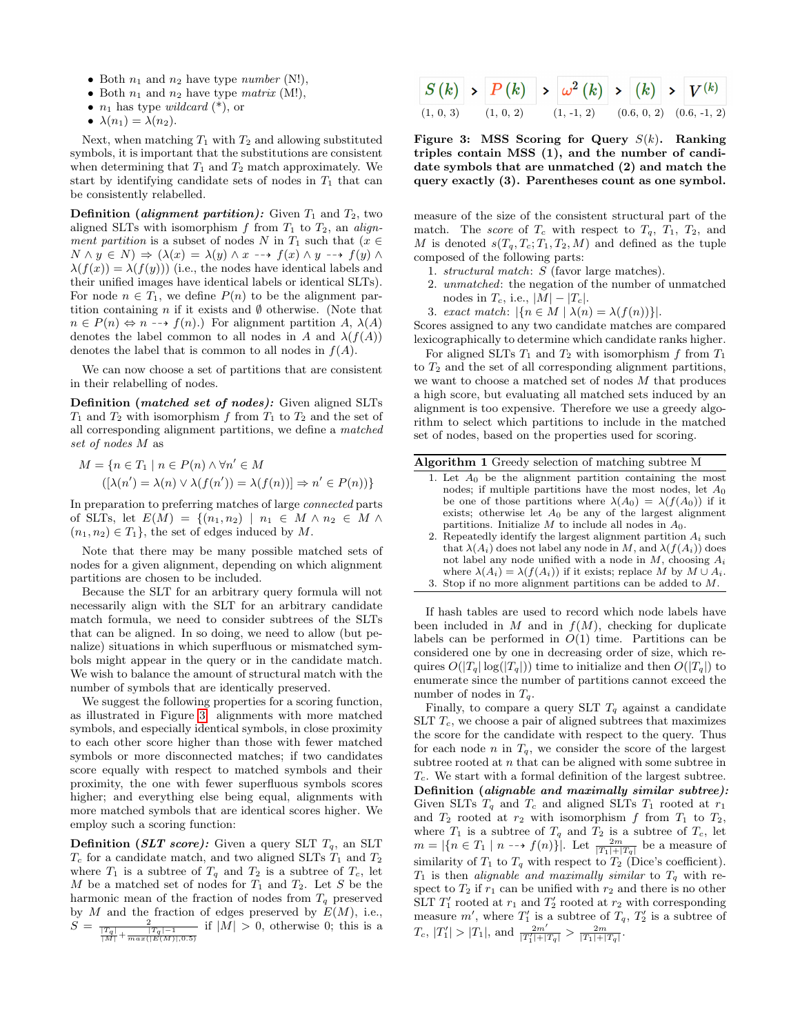- Both $n_1$ and $n_2$ have type *number* (N!),
- Both $n_1$ and $n_2$ have type *matrix* (M!),
- $n_1$ has type *wildcard* (*), or
- $\lambda(n_1) = \lambda(n_2)$.

Next, when matching $T_1$ with $T_2$ and allowing substituted symbols, it is important that the substitutions are consistent when determining that $T_1$ and $T_2$ match approximately. We start by identifying candidate sets of nodes in $T_1$ that can be consistently relabelled.

**Definition (*alignment partition*):** Given $T_1$ and $T_2$, two aligned SLTs with isomorphism $f$ from $T_1$ to $T_2$, an *alignment partition* is a subset of nodes $N$ in $T_1$ such that $(x \in N \wedge y \in N) \Rightarrow (\lambda(x) = \lambda(y) \wedge x \dashrightarrow f(x) \wedge y \dashrightarrow f(y) \wedge \lambda(f(x)) = \lambda(f(y)))$ (i.e., the nodes have identical labels and their unified images have identical labels or identical SLTs). For node $n \in T_1$, we define $P(n)$ to be the alignment partition containing $n$ if it exists and $\emptyset$ otherwise. (Note that $n \in P(n) \Leftrightarrow n \dashrightarrow f(n)$.) For alignment partition $A$, $\lambda(A)$ denotes the label common to all nodes in $A$ and $\lambda(f(A))$ denotes the label that is common to all nodes in $f(A)$.

We can now choose a set of partitions that are consistent in their relabelling of nodes.

**Definition (*matched set of nodes*):** Given aligned SLTs $T_1$ and $T_2$ with isomorphism $f$ from $T_1$ to $T_2$ and the set of all corresponding alignment partitions, we define a *matched set of nodes* $M$ as

$$M = \{n \in T_1 \mid n \in P(n) \wedge \forall n' \in M$$
$$([\lambda(n') = \lambda(n) \vee \lambda(f(n')) = \lambda(f(n))] \Rightarrow n' \in P(n))\}$$

In preparation to preferring matches of large *connected* parts of SLTs, let $E(M) = \{(n_1, n_2) \mid n_1 \in M \wedge n_2 \in M \wedge (n_1, n_2) \in T_1\}$, the set of edges induced by $M$.

Note that there may be many possible matched sets of nodes for a given alignment, depending on which alignment partitions are chosen to be included.

Because the SLT for an arbitrary query formula will not necessarily align with the SLT for an arbitrary candidate match formula, we need to consider subtrees of the SLTs that can be aligned. In so doing, we need to allow (but penalize) situations in which superfluous or mismatched symbols might appear in the query or in the candidate match. We wish to balance the amount of structural match with the number of symbols that are identically preserved.

We suggest the following properties for a scoring function, as illustrated in Figure 3: alignments with more matched symbols, and especially identical symbols, in close proximity to each other score higher than those with fewer matched symbols or more disconnected matches; if two candidates score equally with respect to matched symbols and their proximity, the one with fewer superfluous symbols scores higher; and everything else being equal, alignments with more matched symbols that are identical scores higher. We employ such a scoring function:

**Definition (*SLT score*):** Given a query SLT $T_q$, an SLT $T_c$ for a candidate match, and two aligned SLTs $T_1$ and $T_2$ where $T_1$ is a subtree of $T_q$ and $T_2$ is a subtree of $T_c$, let $M$ be a matched set of nodes for $T_1$ and $T_2$. Let $S$ be the harmonic mean of the fraction of nodes from $T_q$ preserved by $M$ and the fraction of edges preserved by $E(M)$, i.e., $S = \frac{2}{\frac{|T_q|}{|M|} + \frac{|T_q|-1}{max(|E(M)|, 0.5)}}$ if $|M| > 0$, otherwise 0; this is a measure of the size of the consistent structural part of the match. The *score* of $T_c$ with respect to $T_q$, $T_1$, $T_2$, and $M$ is denoted $s(T_q, T_c; T_1, T_2, M)$ and defined as the tuple composed of the following parts:

1. *structural match*: $S$ (favor large matches).
2. *unmatched*: the negation of the number of unmatched nodes in $T_c$, i.e., $|M| - |T_c|$.
3. *exact match*: $|\{n \in M \mid \lambda(n) = \lambda(f(n))\}|$.

Scores assigned to any two candidate matches are compared lexicographically to determine which candidate ranks higher.

| $S(k)$ | > | $P(k)$ | > | $\omega^2(k)$ | > | $(k)$ | > | $V^{(k)}$ |
|---|---|---|---|---|---|---|---|---|
| (1, 0, 3) | | (1, 0, 2) | | (1, -1, 2) | | (0.6, 0, 2) | | (0.6, -1, 2) |

**Figure 3: MSS Scoring for Query $S(k)$. Ranking triples contain MSS (1), and the number of candidate symbols that are unmatched (2) and match the query exactly (3). Parentheses count as one symbol.**

For aligned SLTs $T_1$ and $T_2$ with isomorphism $f$ from $T_1$ to $T_2$ and the set of all corresponding alignment partitions, we want to choose a matched set of nodes $M$ that produces a high score, but evaluating all matched sets induced by an alignment is too expensive. Therefore we use a greedy algorithm to select which partitions to include in the matched set of nodes, based on the properties used for scoring.

**Algorithm 1** Greedy selection of matching subtree M

1. Let $A_0$ be the alignment partition containing the most nodes; if multiple partitions have the most nodes, let $A_0$ be one of those partitions where $\lambda(A_0) = \lambda(f(A_0))$ if it exists; otherwise let $A_0$ be any of the largest alignment partitions. Initialize $M$ to include all nodes in $A_0$.
2. Repeatedly identify the largest alignment partition $A_i$ such that $\lambda(A_i)$ does not label any node in $M$, and $\lambda(f(A_i))$ does not label any node unified with a node in $M$, choosing $A_i$ where $\lambda(A_i) = \lambda(f(A_i))$ if it exists; replace $M$ by $M \cup A_i$.
3. Stop if no more alignment partitions can be added to $M$.

If hash tables are used to record which node labels have been included in $M$ and in $f(M)$, checking for duplicate labels can be performed in $O(1)$ time. Partitions can be considered one by one in decreasing order of size, which requires $O(|T_q| \log(|T_q|))$ time to initialize and then $O(|T_q|)$ to enumerate since the number of partitions cannot exceed the number of nodes in $T_q$.

Finally, to compare a query SLT $T_q$ against a candidate SLT $T_c$, we choose a pair of aligned subtrees that maximizes the score for the candidate with respect to the query. Thus for each node $n$ in $T_q$, we consider the score of the largest subtree rooted at $n$ that can be aligned with some subtree in $T_c$. We start with a formal definition of the largest subtree.

**Definition (*alignable and maximally similar subtree*):** Given SLTs $T_q$ and $T_c$ and aligned SLTs $T_1$ rooted at $r_1$ and $T_2$ rooted at $r_2$ with isomorphism $f$ from $T_1$ to $T_2$, where $T_1$ is a subtree of $T_q$ and $T_2$ is a subtree of $T_c$, let $m = |\{n \in T_1 \mid n \dashrightarrow f(n)\}|$. Let $\frac{2m}{|T_1|+|T_q|}$ be a measure of similarity of $T_1$ to $T_q$ with respect to $T_2$ (Dice's coefficient). $T_1$ is then *alignable and maximally similar* to $T_q$ with respect to $T_2$ if $r_1$ can be unified with $r_2$ and there is no other SLT $T_1'$ rooted at $r_1$ and $T_2'$ rooted at $r_2$ with corresponding measure $m'$, where $T_1'$ is a subtree of $T_q$, $T_2'$ is a subtree of $T_c$, $|T_1'| > |T_1|$, and $\frac{2m'}{|T_1'|+|T_q|} > \frac{2m}{|T_1|+|T_q|}$.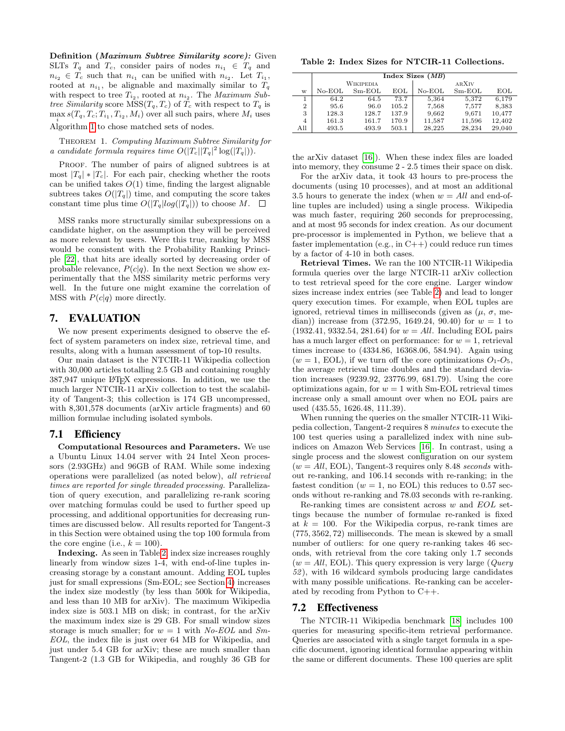**Definition (*Maximum Subtree Similarity score):*** Given SLTs $T_q$ and $T_c$, consider pairs of nodes $n_{i_1} \in T_q$ and $n_{i_2} \in T_c$ such that $n_{i_1}$ can be unified with $n_{i_2}$. Let $T_{i_1}$, rooted at $n_{i_1}$, be alignable and maximally similar to $T_q$ with respect to tree $T_{i_2}$, rooted at $n_{i_2}$. The *Maximum Subtree Similarity* score $\text{MSS}(T_q, T_c)$ of $T_c$ with respect to $T_q$ is $\max_i s(T_q, T_c; T_{i_1}, T_{i_2}, M_i)$ over all such pairs, where $M_i$ uses Algorithm 1 to chose matched sets of nodes.

THEOREM 1. *Computing Maximum Subtree Similarity for a candidate formula requires time $O(|T_c||T_q|^2 \log(|T_q|))$.*

PROOF. The number of pairs of aligned subtrees is at most $|T_q| * |T_c|$. For each pair, checking whether the roots can be unified takes $O(1)$ time, finding the largest alignable subtrees takes $O(|T_q|)$ time, and computing the score takes constant time plus time $O(|T_q| log(|T_q|))$ to choose $M$. □

MSS ranks more structurally similar subexpressions on a candidate higher, on the assumption they will be perceived as more relevant by users. Were this true, ranking by MSS would be consistent with the Probability Ranking Principle [22], that hits are ideally sorted by decreasing order of probable relevance, $P(c|q)$. In the next Section we show experimentally that the MSS similarity metric performs very well. In the future one might examine the correlation of MSS with $P(c|q)$ more directly.

# 7. EVALUATION

We now present experiments designed to observe the effect of system parameters on index size, retrieval time, and results, along with a human assessment of top-10 results.

Our main dataset is the NTCIR-11 Wikipedia collection with 30,000 articles totalling 2.5 GB and containing roughly 387,947 unique LaTeX expressions. In addition, we use the much larger NTCIR-11 arXiv collection to test the scalability of Tangent-3; this collection is 174 GB uncompressed, with 8,301,578 documents (arXiv article fragments) and 60 million formulae including isolated symbols.

## 7.1 Efficiency

**Computational Resources and Parameters.** We use a Ubuntu Linux 14.04 server with 24 Intel Xeon processors (2.93GHz) and 96GB of RAM. While some indexing operations were parallelized (as noted below), *all retrieval times are reported for single threaded processing.* Parallelization of query execution, and parallelizing re-rank scoring over matching formulas could be used to further speed up processing, and additional opportunities for decreasing runtimes are discussed below. All results reported for Tangent-3 in this Section were obtained using the top 100 formula from the core engine (i.e., $k = 100$).

**Indexing.** As seen in Table 2, index size increases roughly linearly from window sizes 1-4, with end-of-line tuples increasing storage by a constant amount. Adding EOL tuples just for small expressions (Sm-EOL; see Section 4) increases the index size modestly (by less than 500k for Wikipedia, and less than 10 MB for arXiv). The maximum Wikipedia index size is 503.1 MB on disk; in contrast, for the arXiv the maximum index size is 29 GB. For small window sizes storage is much smaller; for $w = 1$ with *No-EOL* and *Sm-EOL*, the index file is just over 64 MB for Wikipedia, and just under 5.4 GB for arXiv; these are much smaller than Tangent-2 (1.3 GB for Wikipedia, and roughly 36 GB for

**Table 2: Index Sizes for NTCIR-11 Collections.**

| | Index Sizes (*MB*) | | | | | |
|---|---|---|---|---|---|---|
| | WIKIPEDIA | | | ARXIV | | |
| W | No-EOL | Sm-EOL | EOL | No-EOL | Sm-EOL | EOL |
| 1 | 64.2 | 64.5 | 73.7 | 5,364 | 5,372 | 6,179 |
| 2 | 95.6 | 96.0 | 105.2 | 7,568 | 7,577 | 8,383 |
| 3 | 128.3 | 128.7 | 137.9 | 9,662 | 9,671 | 10,477 |
| 4 | 161.3 | 161.7 | 170.9 | 11,587 | 11,596 | 12,402 |
| All | 493.5 | 493.9 | 503.1 | 28,225 | 28,234 | 29,040 |

the arXiv dataset [16]). When these index files are loaded into memory, they consume 2 - 2.5 times their space on disk.

For the arXiv data, it took 43 hours to pre-process the documents (using 10 processes), and at most an additional 3.5 hours to generate the index (when $w = All$ and end-of-line tuples are included) using a single process. Wikipedia was much faster, requiring 260 seconds for preprocessing, and at most 95 seconds for index creation. As our document pre-processor is implemented in Python, we believe that a faster implementation (e.g., in C++) could reduce run times by a factor of 4-10 in both cases.

**Retrieval Times.** We ran the 100 NTCIR-11 Wikipedia formula queries over the large NTCIR-11 arXiv collection to test retrieval speed for the core engine. Larger window sizes increase index entries (see Table 2) and lead to longer query execution times. For example, when EOL tuples are ignored, retrieval times in milliseconds (given as ($\mu$, $\sigma$, median)) increase from (372.95, 1649.24, 90.40) for $w = 1$ to (1932.41, 9332.54, 281.64) for $w = All$. Including EOL pairs has a much larger effect on performance: for $w = 1$, retrieval times increase to (4334.86, 16368.06, 584.94). Again using ($w = 1$, EOL), if we turn off the core optimizations $O_1$-$O_5$, the average retrieval time doubles and the standard deviation increases (9239.92, 23776.99, 681.79). Using the core optimizations again, for $w = 1$ with Sm-EOL retrieval times increase only a small amount over when no EOL pairs are used (435.55, 1626.48, 111.39).

When running the queries on the smaller NTCIR-11 Wikipedia collection, Tangent-2 requires 8 *minutes* to execute the 100 test queries using a parallelized index with nine subindices on Amazon Web Services [16]. In contrast, using a single process and the slowest configuration on our system ($w = All$, EOL), Tangent-3 requires only 8.48 *seconds* without re-ranking, and 106.14 seconds with re-ranking; in the fastest condition ($w = 1$, no EOL) this reduces to 0.57 seconds without re-ranking and 78.03 seconds with re-ranking.

Re-ranking times are consistent across $w$ and *EOL* settings because the number of formulae re-ranked is fixed at $k = 100$. For the Wikipedia corpus, re-rank times are $(775, 3562, 72)$ milliseconds. The mean is skewed by a small number of outliers: for one query re-ranking takes 46 seconds, with retrieval from the core taking only 1.7 seconds ($w = All$, EOL). This query expression is very large (*Query 52*), with 16 wildcard symbols producing large candidates with many possible unifications. Re-ranking can be accelerated by recoding from Python to C++.

## 7.2 Effectiveness

The NTCIR-11 Wikipedia benchmark [18] includes 100 queries for measuring specific-item retrieval performance. Queries are associated with a single target formula in a specific document, ignoring identical formulae appearing within the same or different documents. These 100 queries are split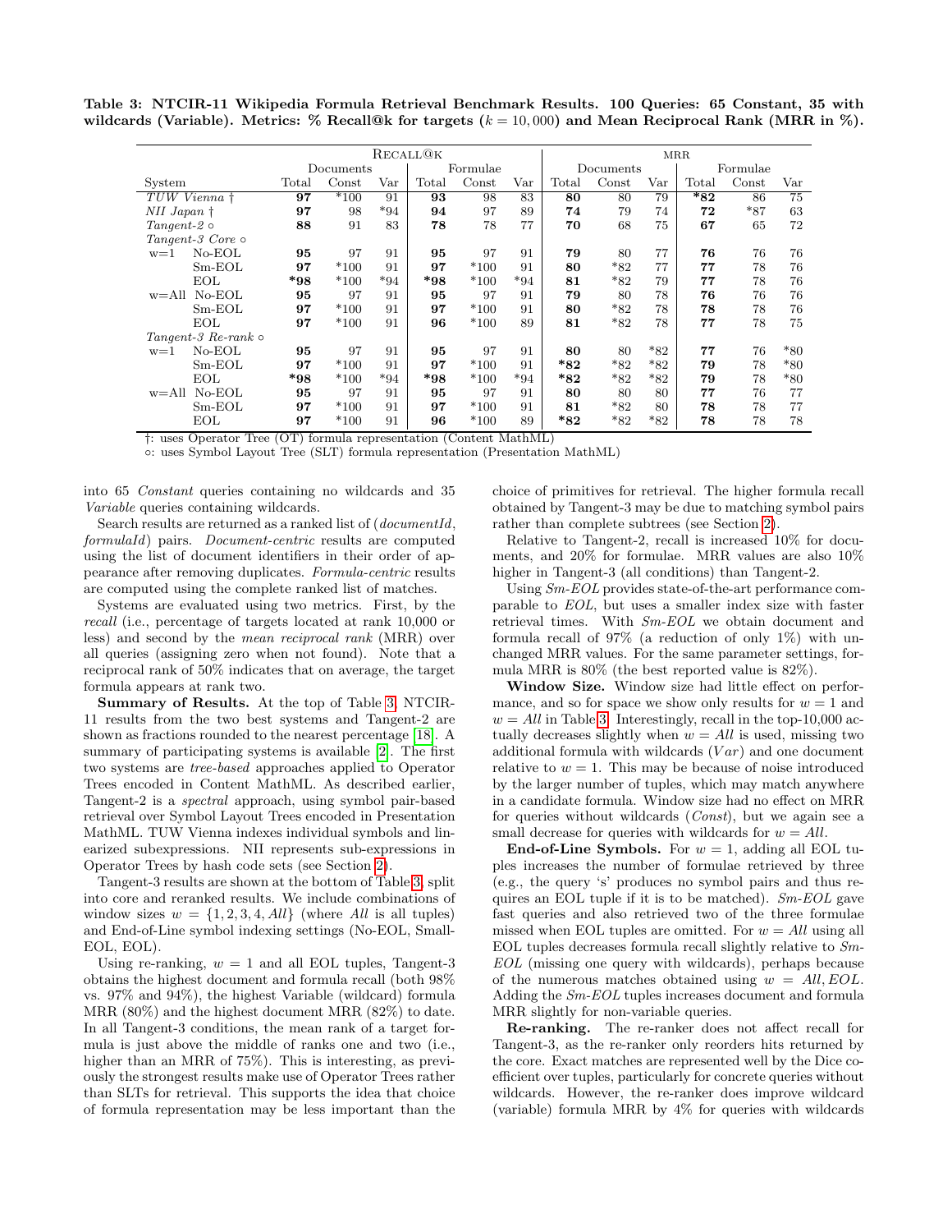**Table 3: NTCIR-11 Wikipedia Formula Retrieval Benchmark Results. 100 Queries: 65 Constant, 35 with wildcards (Variable). Metrics: % Recall@k for targets ($k = 10,000$) and Mean Reciprocal Rank (MRR in %).**

| | | Recall@k | | | | | | MRR | | | | | |
|---|---|---|---|---|---|---|---|---|---|---|---|---|---|
| | | Documents | | | Formulae | | | Documents | | | Formulae | | |
| System | | Total | Const | Var | Total | Const | Var | Total | Const | Var | Total | Const | Var |
| *TUW Vienna* † | | **97** | *100 | 91 | **93** | 98 | 83 | **80** | 80 | 79 | ***82** | 86 | 75 |
| *NII Japan* † | | **97** | 98 | *94 | **94** | 97 | 89 | **74** | 79 | 74 | **72** | *87 | 63 |
| *Tangent-2* ○ | | **88** | 91 | 83 | **78** | 78 | 77 | **70** | 68 | 75 | **67** | 65 | 72 |
| *Tangent-3 Core* ○ | | | | | | | | | | | | | |
| w=1 | No-EOL | **95** | 97 | 91 | **95** | 97 | 91 | **79** | 80 | 77 | **76** | 76 | 76 |
| | Sm-EOL | **97** | *100 | 91 | **97** | *100 | 91 | **80** | *82 | 77 | **77** | 78 | 76 |
| | EOL | ***98** | *100 | *94 | ***98** | *100 | *94 | **81** | *82 | 79 | **77** | 78 | 76 |
| w=All | No-EOL | **95** | 97 | 91 | **95** | 97 | 91 | **79** | 80 | 78 | **76** | 76 | 76 |
| | Sm-EOL | **97** | *100 | 91 | **97** | *100 | 91 | **80** | *82 | 78 | **78** | 78 | 76 |
| | EOL | **97** | *100 | 91 | **96** | *100 | 89 | **81** | *82 | 78 | **77** | 78 | 75 |
| *Tangent-3 Re-rank* ○ | | | | | | | | | | | | | |
| w=1 | No-EOL | **95** | 97 | 91 | **95** | 97 | 91 | **80** | 80 | *82 | **77** | 76 | *80 |
| | Sm-EOL | **97** | *100 | 91 | **97** | *100 | 91 | ***82** | *82 | *82 | **79** | 78 | *80 |
| | EOL | ***98** | *100 | *94 | ***98** | *100 | *94 | ***82** | *82 | *82 | **79** | 78 | *80 |
| w=All | No-EOL | **95** | 97 | 91 | **95** | 97 | 91 | **80** | 80 | 80 | **77** | 76 | 77 |
| | Sm-EOL | **97** | *100 | 91 | **97** | *100 | 91 | **81** | *82 | 80 | **78** | 78 | 77 |
| | EOL | **97** | *100 | 91 | **96** | *100 | 89 | ***82** | *82 | *82 | **78** | 78 | 78 |

†: uses Operator Tree (OT) formula representation (Content MathML)
○: uses Symbol Layout Tree (SLT) formula representation (Presentation MathML)

into 65 *Constant* queries containing no wildcards and 35 *Variable* queries containing wildcards.

Search results are returned as a ranked list of (*documentId*, *formulaId*) pairs. *Document-centric* results are computed using the list of document identifiers in their order of appearance after removing duplicates. *Formula-centric* results are computed using the complete ranked list of matches.

Systems are evaluated using two metrics. First, by the *recall* (i.e., percentage of targets located at rank 10,000 or less) and second by the *mean reciprocal rank* (MRR) over all queries (assigning zero when not found). Note that a reciprocal rank of 50% indicates that on average, the target formula appears at rank two.

**Summary of Results.** At the top of Table 3, NTCIR-11 results from the two best systems and Tangent-2 are shown as fractions rounded to the nearest percentage [18]. A summary of participating systems is available [2]. The first two systems are *tree-based* approaches applied to Operator Trees encoded in Content MathML. As described earlier, Tangent-2 is a *spectral* approach, using symbol pair-based retrieval over Symbol Layout Trees encoded in Presentation MathML. TUW Vienna indexes individual symbols and linearized subexpressions. NII represents sub-expressions in Operator Trees by hash code sets (see Section 2).

Tangent-3 results are shown at the bottom of Table 3, split into core and reranked results. We include combinations of window sizes $w = \{1, 2, 3, 4, All\}$ (where *All* is all tuples) and End-of-Line symbol indexing settings (No-EOL, Small-EOL, EOL).

Using re-ranking, $w = 1$ and all EOL tuples, Tangent-3 obtains the highest document and formula recall (both 98% vs. 97% and 94%), the highest Variable (wildcard) formula MRR (80%) and the highest document MRR (82%) to date. In all Tangent-3 conditions, the mean rank of a target formula is just above the middle of ranks one and two (i.e., higher than an MRR of 75%). This is interesting, as previously the strongest results make use of Operator Trees rather than SLTs for retrieval. This supports the idea that choice of formula representation may be less important than the choice of primitives for retrieval. The higher formula recall obtained by Tangent-3 may be due to matching symbol pairs rather than complete subtrees (see Section 2).

Relative to Tangent-2, recall is increased 10% for documents, and 20% for formulae. MRR values are also 10% higher in Tangent-3 (all conditions) than Tangent-2.

Using *Sm-EOL* provides state-of-the-art performance comparable to *EOL*, but uses a smaller index size with faster retrieval times. With *Sm-EOL* we obtain document and formula recall of 97% (a reduction of only 1%) with unchanged MRR values. For the same parameter settings, formula MRR is 80% (the best reported value is 82%).

**Window Size.** Window size had little effect on performance, and so for space we show only results for $w = 1$ and $w = All$ in Table 3. Interestingly, recall in the top-10,000 actually decreases slightly when $w = All$ is used, missing two additional formula with wildcards ($Var$) and one document relative to $w = 1$. This may be because of noise introduced by the larger number of tuples, which may match anywhere in a candidate formula. Window size had no effect on MRR for queries without wildcards (*Const*), but we again see a small decrease for queries with wildcards for $w = All$.

**End-of-Line Symbols.** For $w = 1$, adding all EOL tuples increases the number of formulae retrieved by three (e.g., the query 's' produces no symbol pairs and thus requires an EOL tuple if it is to be matched). *Sm-EOL* gave fast queries and also retrieved two of the three formulae missed when EOL tuples are omitted. For $w = All$ using all EOL tuples decreases formula recall slightly relative to *Sm-EOL* (missing one query with wildcards), perhaps because of the numerous matches obtained using $w = All, EOL$. Adding the *Sm-EOL* tuples increases document and formula MRR slightly for non-variable queries.

**Re-ranking.** The re-ranker does not affect recall for Tangent-3, as the re-ranker only reorders hits returned by the core. Exact matches are represented well by the Dice coefficient over tuples, particularly for concrete queries without wildcards. However, the re-ranker does improve wildcard (variable) formula MRR by 4% for queries with wildcards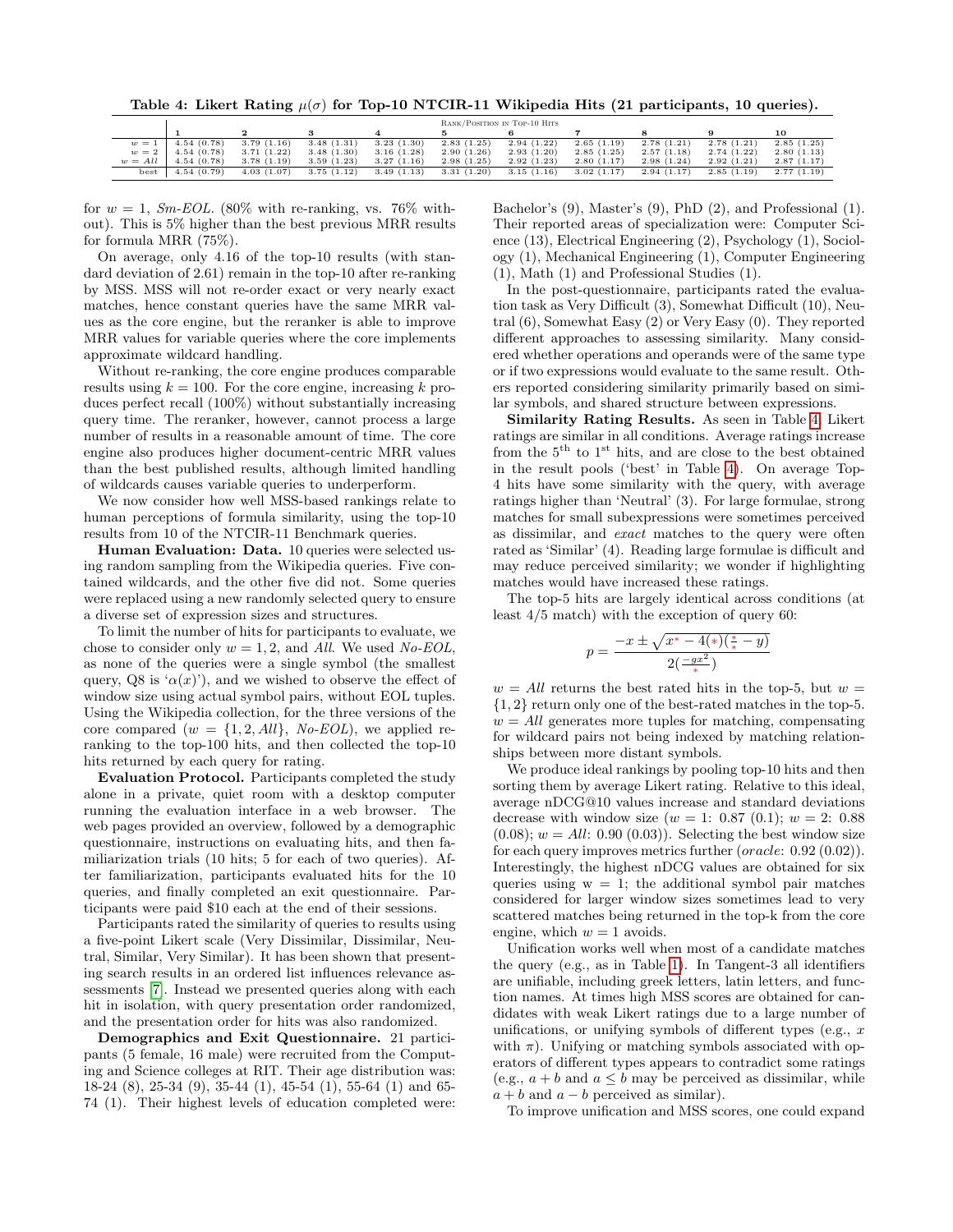**Table 4: Likert Rating $\mu(\sigma)$ for Top-10 NTCIR-11 Wikipedia Hits (21 participants, 10 queries).**

| | Rank/Position in Top-10 Hits | | | | | | | | | |
|---|---|---|---|---|---|---|---|---|---|---|
| | 1 | 2 | 3 | 4 | 5 | 6 | 7 | 8 | 9 | 10 |
| $w = 1$ | 4.54 (0.78) | 3.79 (1.16) | 3.48 (1.31) | 3.23 (1.30) | 2.83 (1.25) | 2.94 (1.22) | 2.65 (1.19) | 2.78 (1.21) | 2.78 (1.21) | 2.85 (1.25) |
| $w = 2$ | 4.54 (0.78) | 3.71 (1.22) | 3.48 (1.30) | 3.16 (1.28) | 2.90 (1.26) | 2.93 (1.20) | 2.85 (1.25) | 2.57 (1.18) | 2.74 (1.22) | 2.80 (1.13) |
| $w = All$ | 4.54 (0.78) | 3.78 (1.19) | 3.59 (1.23) | 3.27 (1.16) | 2.98 (1.25) | 2.98 (1.25) | 2.92 (1.23) | 2.80 (1.17) | 2.98 (1.24) | 2.92 (1.21) | 2.87 (1.17) |
| best | 4.54 (0.79) | 4.03 (1.07) | 3.75 (1.12) | 3.49 (1.13) | 3.31 (1.20) | 3.15 (1.16) | 3.02 (1.17) | 2.94 (1.17) | 2.85 (1.19) | 2.77 (1.19) |

for $w = 1$, *Sm-EOL*. (80% with re-ranking, vs. 76% without). This is 5% higher than the best previous MRR results for formula MRR (75%).

On average, only 4.16 of the top-10 results (with standard deviation of 2.61) remain in the top-10 after re-ranking by MSS. MSS will not re-order exact or very nearly exact matches, hence constant queries have the same MRR values as the core engine, but the reranker is able to improve MRR values for variable queries where the core implements approximate wildcard handling.

Without re-ranking, the core engine produces comparable results using $k = 100$. For the core engine, increasing $k$ produces perfect recall (100%) without substantially increasing query time. The reranker, however, cannot process a large number of results in a reasonable amount of time. The core engine also produces higher document-centric MRR values than the best published results, although limited handling of wildcards causes variable queries to underperform.

We now consider how well MSS-based rankings relate to human perceptions of formula similarity, using the top-10 results from 10 of the NTCIR-11 Benchmark queries.

**Human Evaluation: Data.** 10 queries were selected using random sampling from the Wikipedia queries. Five contained wildcards, and the other five did not. Some queries were replaced using a new randomly selected query to ensure a diverse set of expression sizes and structures.

To limit the number of hits for participants to evaluate, we chose to consider only $w = 1, 2$, and *All*. We used *No-EOL*, as none of the queries were a single symbol (the smallest query, Q8 is '$\alpha(x)$'), and we wished to observe the effect of window size using actual symbol pairs, without EOL tuples. Using the Wikipedia collection, for the three versions of the core compared ($w = \{1, 2, All\}$, *No-EOL*), we applied reranking to the top-100 hits, and then collected the top-10 hits returned by each query for rating.

**Evaluation Protocol.** Participants completed the study alone in a private, quiet room with a desktop computer running the evaluation interface in a web browser. The web pages provided an overview, followed by a demographic questionnaire, instructions on evaluating hits, and then familiarization trials (10 hits; 5 for each of two queries). After familiarization, participants evaluated hits for the 10 queries, and finally completed an exit questionnaire. Participants were paid $10 each at the end of their sessions.

Participants rated the similarity of queries to results using a five-point Likert scale (Very Dissimilar, Dissimilar, Neutral, Similar, Very Similar). It has been shown that presenting search results in an ordered list influences relevance assessments [7]. Instead we presented queries along with each hit in isolation, with query presentation order randomized, and the presentation order for hits was also randomized.

**Demographics and Exit Questionnaire.** 21 participants (5 female, 16 male) were recruited from the Computing and Science colleges at RIT. Their age distribution was: 18-24 (8), 25-34 (9), 35-44 (1), 45-54 (1), 55-64 (1) and 65-74 (1). Their highest levels of education completed were: Bachelor's (9), Master's (9), PhD (2), and Professional (1). Their reported areas of specialization were: Computer Science (13), Electrical Engineering (2), Psychology (1), Sociology (1), Mechanical Engineering (1), Computer Engineering (1), Math (1) and Professional Studies (1).

In the post-questionnaire, participants rated the evaluation task as Very Difficult (3), Somewhat Difficult (10), Neutral (6), Somewhat Easy (2) or Very Easy (0). They reported different approaches to assessing similarity. Many considered whether operations and operands were of the same type or if two expressions would evaluate to the same result. Others reported considering similarity primarily based on similar symbols, and shared structure between expressions.

**Similarity Rating Results.** As seen in Table 4, Likert ratings are similar in all conditions. Average ratings increase from the 5[th] to 1[st] hits, and are close to the best obtained in the result pools ('best' in Table 4). On average Top-4 hits have some similarity with the query, with average ratings higher than 'Neutral' (3). For large formulae, strong matches for small subexpressions were sometimes perceived as dissimilar, and *exact* matches to the query were often rated as 'Similar' (4). Reading large formulae is difficult and may reduce perceived similarity; we wonder if highlighting matches would have increased these ratings.

The top-5 hits are largely identical across conditions (at least 4/5 match) with the exception of query 60:

$$p = \frac{-x \pm \sqrt{x^{*} - 4(*)(\frac{*}{*} - y)}}{2(\frac{-gx^2}{*})}$$

$w = All$ returns the best rated hits in the top-5, but $w = \{1, 2\}$ return only one of the best-rated matches in the top-5. $w = All$ generates more tuples for matching, compensating for wildcard pairs not being indexed by matching relationships between more distant symbols.

We produce ideal rankings by pooling top-10 hits and then sorting them by average Likert rating. Relative to this ideal, average nDCG@10 values increase and standard deviations decrease with window size ($w = 1$: 0.87 (0.1); $w = 2$: 0.88 (0.08); $w = All$: 0.90 (0.03)). Selecting the best window size for each query improves metrics further (*oracle*: 0.92 (0.02)). Interestingly, the highest nDCG values are obtained for six queries using w = 1; the additional symbol pair matches considered for larger window sizes sometimes lead to very scattered matches being returned in the top-k from the core engine, which $w = 1$ avoids.

Unification works well when most of a candidate matches the query (e.g., as in Table 1). In Tangent-3 all identifiers are unifiable, including greek letters, latin letters, and function names. At times high MSS scores are obtained for candidates with weak Likert ratings due to a large number of unifications, or unifying symbols of different types (e.g., $x$ with $\pi$). Unifying or matching symbols associated with operators of different types appears to contradict some ratings (e.g., $a + b$ and $a \leq b$ may be perceived as dissimilar, while $a + b$ and $a - b$ perceived as similar).

To improve unification and MSS scores, one could expand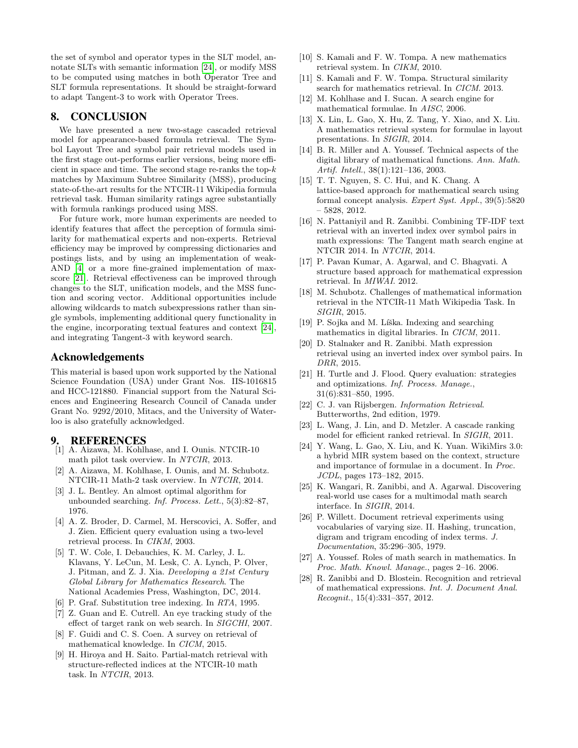the set of symbol and operator types in the SLT model, annotate SLTs with semantic information [24], or modify MSS to be computed using matches in both Operator Tree and SLT formula representations. It should be straight-forward to adapt Tangent-3 to work with Operator Trees.

## 8. CONCLUSION

We have presented a new two-stage cascaded retrieval model for appearance-based formula retrieval. The Symbol Layout Tree and symbol pair retrieval models used in the first stage out-performs earlier versions, being more efficient in space and time. The second stage re-ranks the top-$k$ matches by Maximum Subtree Similarity (MSS), producing state-of-the-art results for the NTCIR-11 Wikipedia formula retrieval task. Human similarity ratings agree substantially with formula rankings produced using MSS.

For future work, more human experiments are needed to identify features that affect the perception of formula similarity for mathematical experts and non-experts. Retrieval efficiency may be improved by compressing dictionaries and postings lists, and by using an implementation of weak-AND [4] or a more fine-grained implementation of max-score [21]. Retrieval effectiveness can be improved through changes to the SLT, unification models, and the MSS function and scoring vector. Additional opportunities include allowing wildcards to match subexpressions rather than single symbols, implementing additional query functionality in the engine, incorporating textual features and context [24], and integrating Tangent-3 with keyword search.

## Acknowledgements

This material is based upon work supported by the National Science Foundation (USA) under Grant Nos. IIS-1016815 and HCC-121880. Financial support from the Natural Sciences and Engineering Research Council of Canada under Grant No. 9292/2010, Mitacs, and the University of Waterloo is also gratefully acknowledged.

## 9. REFERENCES

[1] A. Aizawa, M. Kohlhase, and I. Ounis. NTCIR-10 math pilot task overview. In *NTCIR*, 2013.

[2] A. Aizawa, M. Kohlhase, I. Ounis, and M. Schubotz. NTCIR-11 Math-2 task overview. In *NTCIR*, 2014.

[3] J. L. Bentley. An almost optimal algorithm for unbounded searching. *Inf. Process. Lett.*, 5(3):82–87, 1976.

[4] A. Z. Broder, D. Carmel, M. Herscovici, A. Soffer, and J. Zien. Efficient query evaluation using a two-level retrieval process. In *CIKM*, 2003.

[5] T. W. Cole, I. Debauchies, K. M. Carley, J. L. Klavans, Y. LeCun, M. Lesk, C. A. Lynch, P. Olver, J. Pitman, and Z. J. Xia. *Developing a 21st Century Global Library for Mathematics Research*. The National Academies Press, Washington, DC, 2014.

[6] P. Graf. Substitution tree indexing. In *RTA*, 1995.

[7] Z. Guan and E. Cutrell. An eye tracking study of the effect of target rank on web search. In *SIGCHI*, 2007.

[8] F. Guidi and C. S. Coen. A survey on retrieval of mathematical knowledge. In *CICM*, 2015.

[9] H. Hiroya and H. Saito. Partial-match retrieval with structure-reflected indices at the NTCIR-10 math task. In *NTCIR*, 2013.

[10] S. Kamali and F. W. Tompa. A new mathematics retrieval system. In *CIKM*, 2010.

[11] S. Kamali and F. W. Tompa. Structural similarity search for mathematics retrieval. In *CICM*. 2013.

[12] M. Kohlhase and I. Sucan. A search engine for mathematical formulae. In *AISC*, 2006.

[13] X. Lin, L. Gao, X. Hu, Z. Tang, Y. Xiao, and X. Liu. A mathematics retrieval system for formulae in layout presentations. In *SIGIR*, 2014.

[14] B. R. Miller and A. Youssef. Technical aspects of the digital library of mathematical functions. *Ann. Math. Artif. Intell.*, 38(1):121–136, 2003.

[15] T. T. Nguyen, S. C. Hui, and K. Chang. A lattice-based approach for mathematical search using formal concept analysis. *Expert Syst. Appl.*, 39(5):5820 – 5828, 2012.

[16] N. Pattaniyil and R. Zanibbi. Combining TF-IDF text retrieval with an inverted index over symbol pairs in math expressions: The Tangent math search engine at NTCIR 2014. In *NTCIR*, 2014.

[17] P. Pavan Kumar, A. Agarwal, and C. Bhagvati. A structure based approach for mathematical expression retrieval. In *MIWAI*. 2012.

[18] M. Schubotz. Challenges of mathematical information retrieval in the NTCIR-11 Math Wikipedia Task. In *SIGIR*, 2015.

[19] P. Sojka and M. Líška. Indexing and searching mathematics in digital libraries. In *CICM*, 2011.

[20] D. Stalnaker and R. Zanibbi. Math expression retrieval using an inverted index over symbol pairs. In *DRR*, 2015.

[21] H. Turtle and J. Flood. Query evaluation: strategies and optimizations. *Inf. Process. Manage.*, 31(6):831–850, 1995.

[22] C. J. van Rijsbergen. *Information Retrieval*. Butterworths, 2nd edition, 1979.

[23] L. Wang, J. Lin, and D. Metzler. A cascade ranking model for efficient ranked retrieval. In *SIGIR*, 2011.

[24] Y. Wang, L. Gao, X. Liu, and K. Yuan. WikiMirs 3.0: a hybrid MIR system based on the context, structure and importance of formulae in a document. In *Proc. JCDL*, pages 173–182, 2015.

[25] K. Wangari, R. Zanibbi, and A. Agarwal. Discovering real-world use cases for a multimodal math search interface. In *SIGIR*, 2014.

[26] P. Willett. Document retrieval experiments using vocabularies of varying size. II. Hashing, truncation, digram and trigram encoding of index terms. *J. Documentation*, 35:296–305, 1979.

[27] A. Youssef. Roles of math search in mathematics. In *Proc. Math. Knowl. Manage.*, pages 2–16. 2006.

[28] R. Zanibbi and D. Blostein. Recognition and retrieval of mathematical expressions. *Int. J. Document Anal. Recognit.*, 15(4):331–357, 2012.